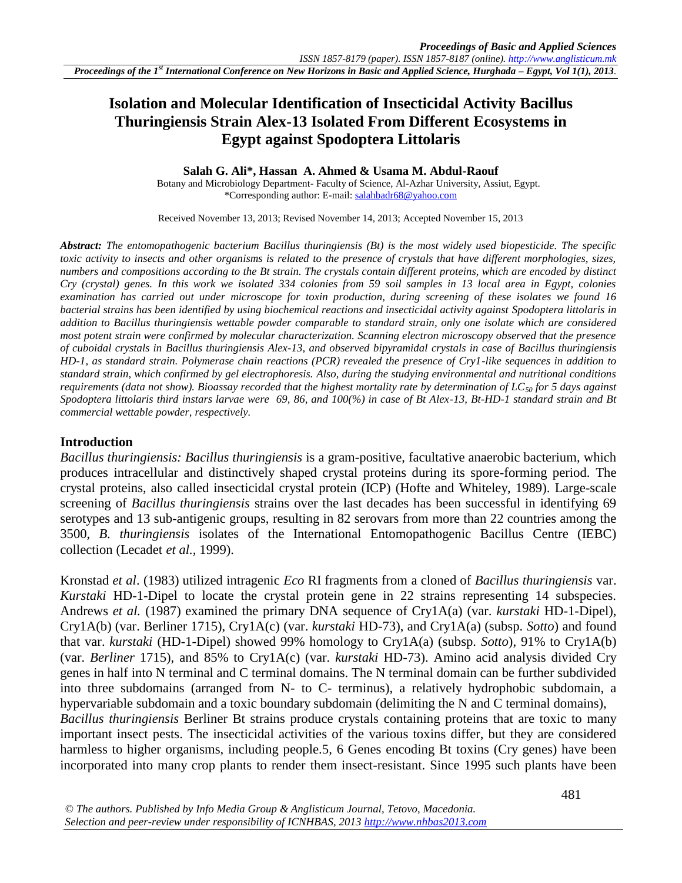# Isolation and Molecular Identification of Insecticidal Activity Bacillus Thuringiensis Strain Alex-13 Isolated From Different Ecosystems in Egypt against Spodoptera Littolaris

**Salah G. Ali\*, Hassan A. Ahmed & Usama M. Abdul-Raouf**

Botany and Microbiology Department- Faculty of Science, Al-Azhar University, Assiut, Egypt.
\*Corresponding author: E-mail: salahbadr68@yahoo.com

Received November 13, 2013; Revised November 14, 2013; Accepted November 15, 2013

***Abstract:*** *The entomopathogenic bacterium Bacillus thuringiensis (Bt) is the most widely used biopesticide. The specific toxic activity to insects and other organisms is related to the presence of crystals that have different morphologies, sizes, numbers and compositions according to the Bt strain. The crystals contain different proteins, which are encoded by distinct Cry (crystal) genes. In this work we isolated 334 colonies from 59 soil samples in 13 local area in Egypt, colonies examination has carried out under microscope for toxin production, during screening of these isolates we found 16 bacterial strains has been identified by using biochemical reactions and insecticidal activity against Spodoptera littolaris in addition to Bacillus thuringiensis wettable powder comparable to standard strain, only one isolate which are considered most potent strain were confirmed by molecular characterization. Scanning electron microscopy observed that the presence of cuboidal crystals in Bacillus thuringiensis Alex-13, and observed bipyramidal crystals in case of Bacillus thuringiensis HD-1, as standard strain. Polymerase chain reactions (PCR) revealed the presence of Cry1-like sequences in addition to standard strain, which confirmed by gel electrophoresis. Also, during the studying environmental and nutritional conditions requirements (data not show). Bioassay recorded that the highest mortality rate by determination of $LC_{50}$ for 5 days against Spodoptera littolaris third instars larvae were 69, 86, and 100(%) in case of Bt Alex-13, Bt-HD-1 standard strain and Bt commercial wettable powder, respectively.*

## Introduction

*Bacillus thuringiensis: Bacillus thuringiensis* is a gram-positive, facultative anaerobic bacterium, which produces intracellular and distinctively shaped crystal proteins during its spore-forming period. The crystal proteins, also called insecticidal crystal protein (ICP) (Hofte and Whiteley, 1989). Large-scale screening of *Bacillus thuringiensis* strains over the last decades has been successful in identifying 69 serotypes and 13 sub-antigenic groups, resulting in 82 serovars from more than 22 countries among the 3500, *B. thuringiensis* isolates of the International Entomopathogenic Bacillus Centre (IEBC) collection (Lecadet *et al.,* 1999).

Kronstad *et al*. (1983) utilized intragenic *Eco* RI fragments from a cloned of *Bacillus thuringiensis* var. *Kurstaki* HD-1-Dipel to locate the crystal protein gene in 22 strains representing 14 subspecies. Andrews *et al.* (1987) examined the primary DNA sequence of Cry1A(a) (var. *kurstaki* HD-1-Dipel), Cry1A(b) (var. Berliner 1715), Cry1A(c) (var. *kurstaki* HD-73), and Cry1A(a) (subsp. *Sotto*) and found that var. *kurstaki* (HD-1-Dipel) showed 99% homology to Cry1A(a) (subsp. *Sotto*), 91% to Cry1A(b) (var. *Berliner* 1715), and 85% to Cry1A(c) (var. *kurstaki* HD-73). Amino acid analysis divided Cry genes in half into N terminal and C terminal domains. The N terminal domain can be further subdivided into three subdomains (arranged from N- to C- terminus), a relatively hydrophobic subdomain, a hypervariable subdomain and a toxic boundary subdomain (delimiting the N and C terminal domains),
*Bacillus thuringiensis* Berliner Bt strains produce crystals containing proteins that are toxic to many important insect pests. The insecticidal activities of the various toxins differ, but they are considered harmless to higher organisms, including people.5, 6 Genes encoding Bt toxins (Cry genes) have been incorporated into many crop plants to render them insect-resistant. Since 1995 such plants have been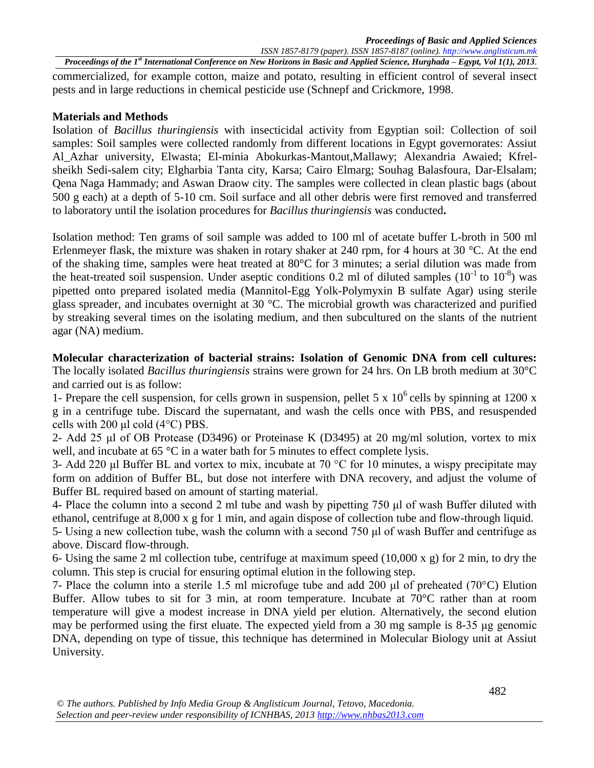commercialized, for example cotton, maize and potato, resulting in efficient control of several insect pests and in large reductions in chemical pesticide use (Schnepf and Crickmore, 1998.

## Materials and Methods

Isolation of *Bacillus thuringiensis* with insecticidal activity from Egyptian soil: Collection of soil samples: Soil samples were collected randomly from different locations in Egypt governorates: Assiut Al_Azhar university, Elwasta; El-minia Abokurkas-Mantout,Mallawy; Alexandria Awaied; Kfrel-sheikh Sedi-salem city; Elgharbia Tanta city, Karsa; Cairo Elmarg; Souhag Balasfoura, Dar-Elsalam; Qena Naga Hammady; and Aswan Draow city. The samples were collected in clean plastic bags (about 500 g each) at a depth of 5-10 cm. Soil surface and all other debris were first removed and transferred to laboratory until the isolation procedures for *Bacillus thuringiensis* was conducted**.**

Isolation method: Ten grams of soil sample was added to 100 ml of acetate buffer L-broth in 500 ml Erlenmeyer flask, the mixture was shaken in rotary shaker at 240 rpm, for 4 hours at 30 °C. At the end of the shaking time, samples were heat treated at 80°C for 3 minutes; a serial dilution was made from the heat-treated soil suspension. Under aseptic conditions 0.2 ml of diluted samples ($10^{-1}$ to $10^{-8}$) was pipetted onto prepared isolated media (Mannitol-Egg Yolk-Polymyxin B sulfate Agar) using sterile glass spreader, and incubates overnight at 30 °C. The microbial growth was characterized and purified by streaking several times on the isolating medium, and then subcultured on the slants of the nutrient agar (NA) medium.

**Molecular characterization of bacterial strains: Isolation of Genomic DNA from cell cultures:** The locally isolated *Bacillus thuringiensis* strains were grown for 24 hrs. On LB broth medium at 30°C and carried out is as follow:

1- Prepare the cell suspension, for cells grown in suspension, pellet 5 x $10^6$ cells by spinning at 1200 x g in a centrifuge tube. Discard the supernatant, and wash the cells once with PBS, and resuspended cells with 200 µl cold (4°C) PBS.

2- Add 25 µl of OB Protease (D3496) or Proteinase K (D3495) at 20 mg/ml solution, vortex to mix well, and incubate at 65 °C in a water bath for 5 minutes to effect complete lysis.

3- Add 220 µl Buffer BL and vortex to mix, incubate at 70 °C for 10 minutes, a wispy precipitate may form on addition of Buffer BL, but dose not interfere with DNA recovery, and adjust the volume of Buffer BL required based on amount of starting material.

4- Place the column into a second 2 ml tube and wash by pipetting 750 µl of wash Buffer diluted with ethanol, centrifuge at 8,000 x g for 1 min, and again dispose of collection tube and flow-through liquid.

5- Using a new collection tube, wash the column with a second 750 µl of wash Buffer and centrifuge as above. Discard flow-through.

6- Using the same 2 ml collection tube, centrifuge at maximum speed (10,000 x g) for 2 min, to dry the column. This step is crucial for ensuring optimal elution in the following step.

7- Place the column into a sterile 1.5 ml microfuge tube and add 200 µl of preheated (70°C) Elution Buffer. Allow tubes to sit for 3 min, at room temperature. Incubate at 70°C rather than at room temperature will give a modest increase in DNA yield per elution. Alternatively, the second elution may be performed using the first eluate. The expected yield from a 30 mg sample is 8-35 µg genomic DNA, depending on type of tissue, this technique has determined in Molecular Biology unit at Assiut University.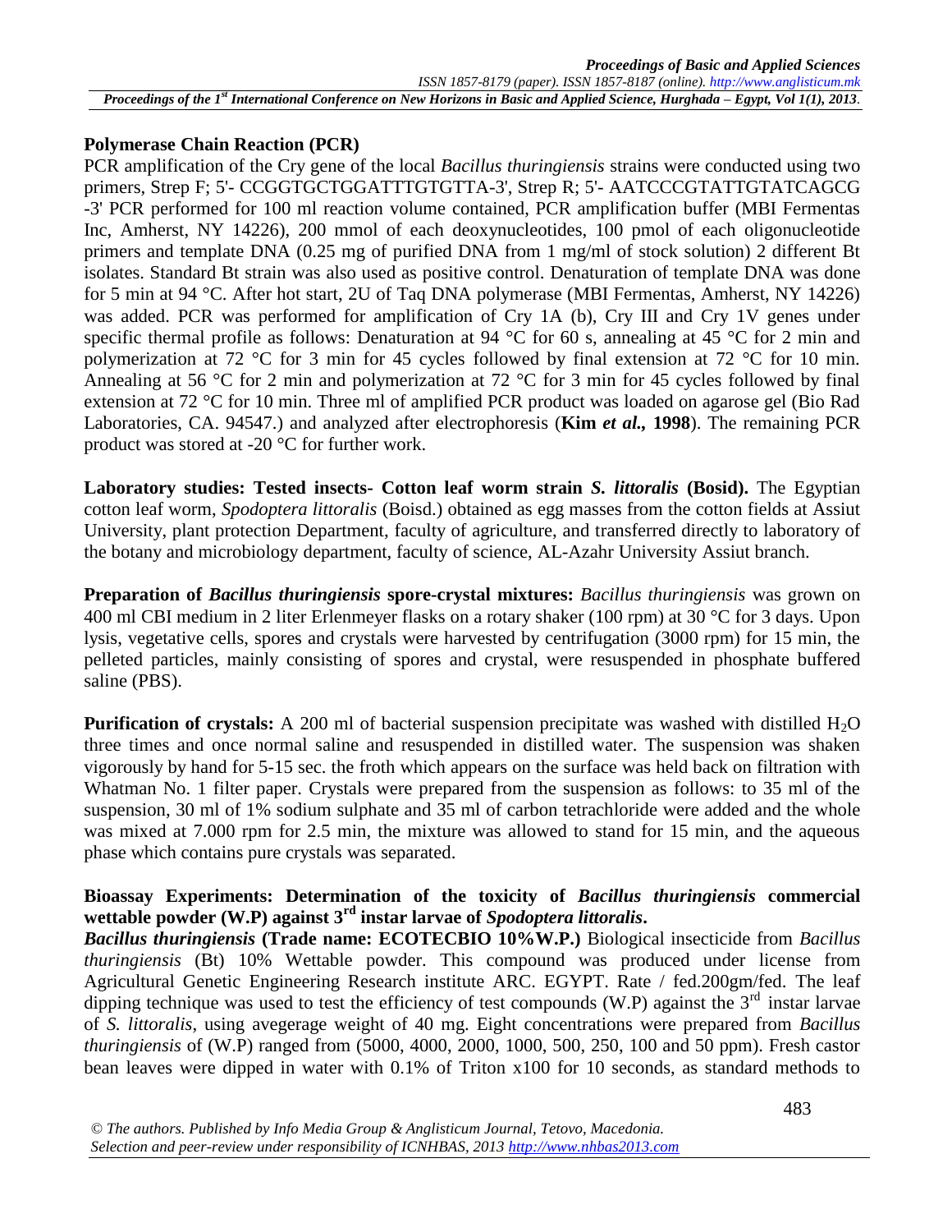**Polymerase Chain Reaction (PCR)**

PCR amplification of the Cry gene of the local *Bacillus thuringiensis* strains were conducted using two primers, Strep F; 5'- CCGGTGCTGGATTTGTGTTA-3', Strep R; 5'- AATCCCGTATTGTATCAGCG -3' PCR performed for 100 ml reaction volume contained, PCR amplification buffer (MBI Fermentas Inc, Amherst, NY 14226), 200 mmol of each deoxynucleotides, 100 pmol of each oligonucleotide primers and template DNA (0.25 mg of purified DNA from 1 mg/ml of stock solution) 2 different Bt isolates. Standard Bt strain was also used as positive control. Denaturation of template DNA was done for 5 min at 94 °C. After hot start, 2U of Taq DNA polymerase (MBI Fermentas, Amherst, NY 14226) was added. PCR was performed for amplification of Cry 1A (b), Cry III and Cry 1V genes under specific thermal profile as follows: Denaturation at 94 °C for 60 s, annealing at 45 °C for 2 min and polymerization at 72 °C for 3 min for 45 cycles followed by final extension at 72 °C for 10 min. Annealing at 56 °C for 2 min and polymerization at 72 °C for 3 min for 45 cycles followed by final extension at 72 °C for 10 min. Three ml of amplified PCR product was loaded on agarose gel (Bio Rad Laboratories, CA. 94547.) and analyzed after electrophoresis (**Kim *et al.,* 1998**). The remaining PCR product was stored at -20 °C for further work.

**Laboratory studies: Tested insects- Cotton leaf worm strain *S. littoralis* (Bosid).** The Egyptian cotton leaf worm, *Spodoptera littoralis* (Boisd.) obtained as egg masses from the cotton fields at Assiut University, plant protection Department, faculty of agriculture, and transferred directly to laboratory of the botany and microbiology department, faculty of science, AL-Azahr University Assiut branch.

**Preparation of *Bacillus thuringiensis* spore-crystal mixtures:** *Bacillus thuringiensis* was grown on 400 ml CBI medium in 2 liter Erlenmeyer flasks on a rotary shaker (100 rpm) at 30 °C for 3 days. Upon lysis, vegetative cells, spores and crystals were harvested by centrifugation (3000 rpm) for 15 min, the pelleted particles, mainly consisting of spores and crystal, were resuspended in phosphate buffered saline (PBS).

**Purification of crystals:** A 200 ml of bacterial suspension precipitate was washed with distilled $H_2O$ three times and once normal saline and resuspended in distilled water. The suspension was shaken vigorously by hand for 5-15 sec. the froth which appears on the surface was held back on filtration with Whatman No. 1 filter paper. Crystals were prepared from the suspension as follows: to 35 ml of the suspension, 30 ml of 1% sodium sulphate and 35 ml of carbon tetrachloride were added and the whole was mixed at 7.000 rpm for 2.5 min, the mixture was allowed to stand for 15 min, and the aqueous phase which contains pure crystals was separated.

**Bioassay Experiments: Determination of the toxicity of *Bacillus thuringiensis* commercial wettable powder (W.P) against 3rd instar larvae of *Spodoptera littoralis*.**

***Bacillus thuringiensis* (Trade name: ECOTECBIO 10%W.P.)** Biological insecticide from *Bacillus thuringiensis* (Bt) 10% Wettable powder. This compound was produced under license from Agricultural Genetic Engineering Research institute ARC. EGYPT. Rate / fed.200gm/fed. The leaf dipping technique was used to test the efficiency of test compounds (W.P) against the 3rd instar larvae of *S. littoralis*, using avegerage weight of 40 mg. Eight concentrations were prepared from *Bacillus thuringiensis* of (W.P) ranged from (5000, 4000, 2000, 1000, 500, 250, 100 and 50 ppm). Fresh castor bean leaves were dipped in water with 0.1% of Triton x100 for 10 seconds, as standard methods to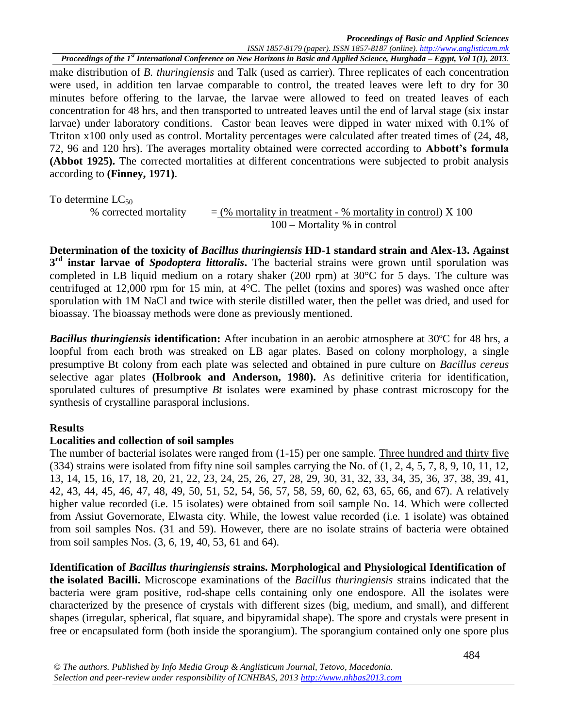make distribution of *B. thuringiensis* and Talk (used as carrier). Three replicates of each concentration were used, in addition ten larvae comparable to control, the treated leaves were left to dry for 30 minutes before offering to the larvae, the larvae were allowed to feed on treated leaves of each concentration for 48 hrs, and then transported to untreated leaves until the end of larval stage (six instar larvae) under laboratory conditions. Castor bean leaves were dipped in water mixed with 0.1% of Ttriton x100 only used as control. Mortality percentages were calculated after treated times of (24, 48, 72, 96 and 120 hrs). The averages mortality obtained were corrected according to **Abbott's formula (Abbot 1925).** The corrected mortalities at different concentrations were subjected to probit analysis according to **(Finney, 1971)**.

To determine $LC_{50}$

$$\% \text{ corrected mortality} = \frac{(\% \text{ mortality in treatment} - \% \text{ mortality in control})}{100 - \text{Mortality } \% \text{ in control}} \times 100$$

**Determination of the toxicity of *Bacillus thuringiensis* HD-1 standard strain and Alex-13. Against 3rd instar larvae of *Spodoptera littoralis*.** The bacterial strains were grown until sporulation was completed in LB liquid medium on a rotary shaker (200 rpm) at 30°C for 5 days. The culture was centrifuged at 12,000 rpm for 15 min, at 4°C. The pellet (toxins and spores) was washed once after sporulation with 1M NaCl and twice with sterile distilled water, then the pellet was dried, and used for bioassay. The bioassay methods were done as previously mentioned.

***Bacillus thuringiensis* identification:** After incubation in an aerobic atmosphere at 30ºC for 48 hrs, a loopful from each broth was streaked on LB agar plates. Based on colony morphology, a single presumptive Bt colony from each plate was selected and obtained in pure culture on *Bacillus cereus* selective agar plates **(Holbrook and Anderson, 1980).** As definitive criteria for identification, sporulated cultures of presumptive *Bt* isolates were examined by phase contrast microscopy for the synthesis of crystalline parasporal inclusions.

## Results

### Localities and collection of soil samples

The number of bacterial isolates were ranged from (1-15) per one sample. Three hundred and thirty five (334) strains were isolated from fifty nine soil samples carrying the No. of (1, 2, 4, 5, 7, 8, 9, 10, 11, 12, 13, 14, 15, 16, 17, 18, 20, 21, 22, 23, 24, 25, 26, 27, 28, 29, 30, 31, 32, 33, 34, 35, 36, 37, 38, 39, 41, 42, 43, 44, 45, 46, 47, 48, 49, 50, 51, 52, 54, 56, 57, 58, 59, 60, 62, 63, 65, 66, and 67). A relatively higher value recorded (i.e. 15 isolates) were obtained from soil sample No. 14. Which were collected from Assiut Governorate, Elwasta city. While, the lowest value recorded (i.e. 1 isolate) was obtained from soil samples Nos. (31 and 59). However, there are no isolate strains of bacteria were obtained from soil samples Nos. (3, 6, 19, 40, 53, 61 and 64).

**Identification of *Bacillus thuringiensis* strains. Morphological and Physiological Identification of the isolated Bacilli.** Microscope examinations of the *Bacillus thuringiensis* strains indicated that the bacteria were gram positive, rod-shape cells containing only one endospore. All the isolates were characterized by the presence of crystals with different sizes (big, medium, and small), and different shapes (irregular, spherical, flat square, and bipyramidal shape). The spore and crystals were present in free or encapsulated form (both inside the sporangium). The sporangium contained only one spore plus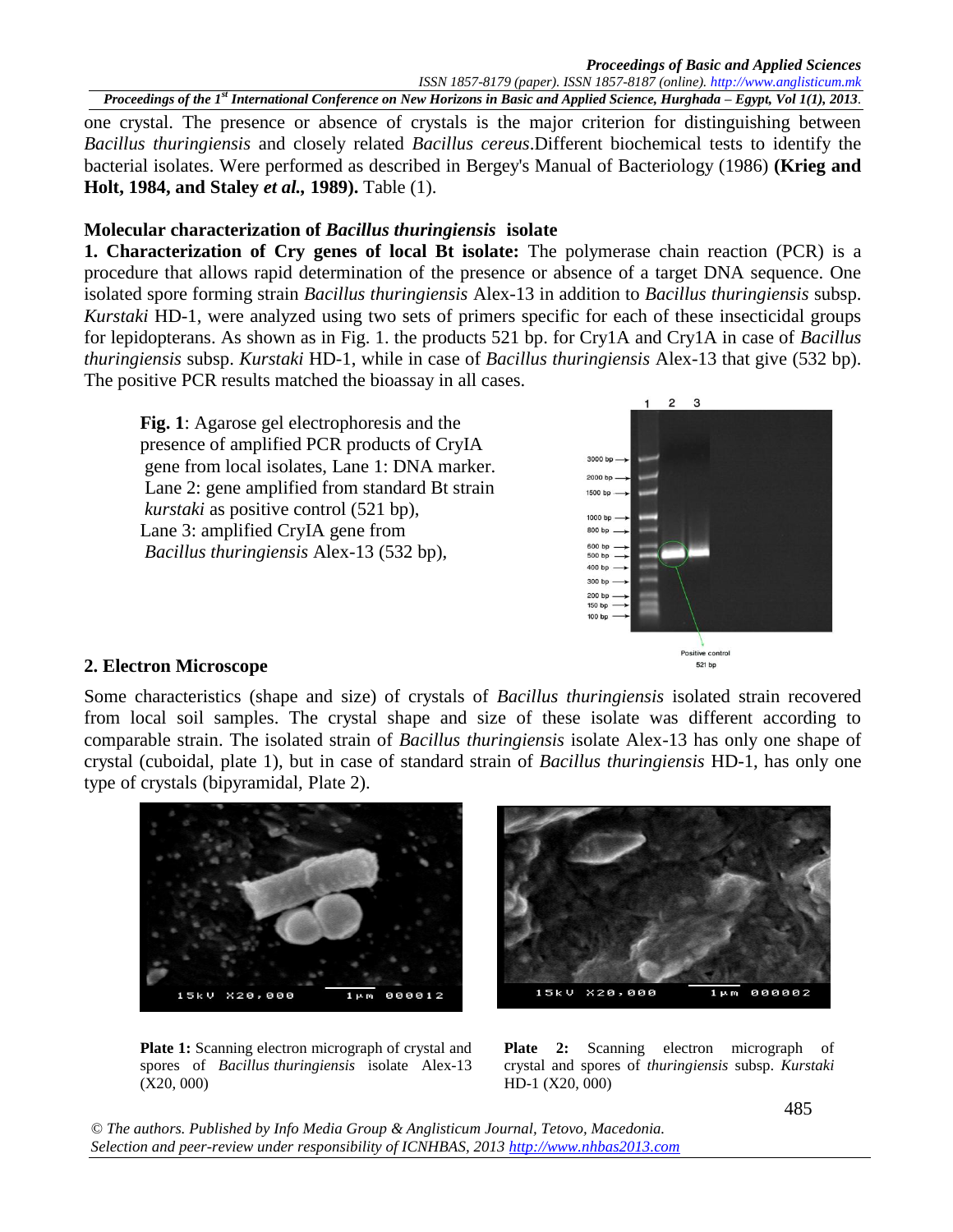one crystal. The presence or absence of crystals is the major criterion for distinguishing between *Bacillus thuringiensis* and closely related *Bacillus cereus*.Different biochemical tests to identify the bacterial isolates. Were performed as described in Bergey's Manual of Bacteriology (1986) **(Krieg and Holt, 1984, and Staley *et al.*, 1989).** Table (1).

### Molecular characterization of *Bacillus thuringiensis* isolate

**1. Characterization of Cry genes of local Bt isolate:** The polymerase chain reaction (PCR) is a procedure that allows rapid determination of the presence or absence of a target DNA sequence. One isolated spore forming strain *Bacillus thuringiensis* Alex-13 in addition to *Bacillus thuringiensis* subsp. *Kurstaki* HD-1, were analyzed using two sets of primers specific for each of these insecticidal groups for lepidopterans. As shown as in Fig. 1. the products 521 bp. for Cry1A and Cry1A in case of *Bacillus thuringiensis* subsp. *Kurstaki* HD-1, while in case of *Bacillus thuringiensis* Alex-13 that give (532 bp). The positive PCR results matched the bioassay in all cases.

**Fig. 1**: Agarose gel electrophoresis and the presence of amplified PCR products of CryIA gene from local isolates, Lane 1: DNA marker. Lane 2: gene amplified from standard Bt strain *kurstaki* as positive control (521 bp), Lane 3: amplified CryIA gene from *Bacillus thuringiensis* Alex-13 (532 bp),

### 2. Electron Microscope

Some characteristics (shape and size) of crystals of *Bacillus thuringiensis* isolated strain recovered from local soil samples. The crystal shape and size of these isolate was different according to comparable strain. The isolated strain of *Bacillus thuringiensis* isolate Alex-13 has only one shape of crystal (cuboidal, plate 1), but in case of standard strain of *Bacillus thuringiensis* HD-1, has only one type of crystals (bipyramidal, Plate 2).

**Plate 1:** Scanning electron micrograph of crystal and spores of *Bacillus thuringiensis* isolate Alex-13 (X20, 000)

**Plate 2:** Scanning electron micrograph of crystal and spores of *thuringiensis* subsp. *Kurstaki* HD-1 (X20, 000)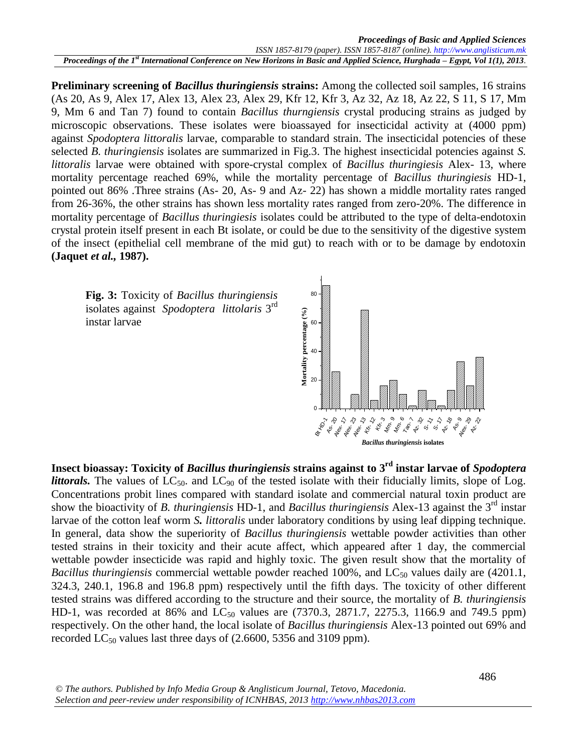**Preliminary screening of *Bacillus thuringiensis* strains:** Among the collected soil samples, 16 strains (As 20, As 9, Alex 17, Alex 13, Alex 23, Alex 29, Kfr 12, Kfr 3, Az 32, Az 18, Az 22, S 11, S 17, Mm 9, Mm 6 and Tan 7) found to contain *Bacillus thurngiensis* crystal producing strains as judged by microscopic observations. These isolates were bioassayed for insecticidal activity at (4000 ppm) against *Spodoptera littoralis* larvae, comparable to standard strain. The insecticidal potencies of these selected *B. thuringiensis* isolates are summarized in Fig.3. The highest insecticidal potencies against *S. littoralis* larvae were obtained with spore-crystal complex of *Bacillus thuringiesis* Alex- 13, where mortality percentage reached 69%, while the mortality percentage of *Bacillus thuringiesis* HD-1, pointed out 86% .Three strains (As- 20, As- 9 and Az- 22) has shown a middle mortality rates ranged from 26-36%, the other strains has shown less mortality rates ranged from zero-20%. The difference in mortality percentage of *Bacillus thuringiesis* isolates could be attributed to the type of delta-endotoxin crystal protein itself present in each Bt isolate, or could be due to the sensitivity of the digestive system of the insect (epithelial cell membrane of the mid gut) to reach with or to be damage by endotoxin **(Jaquet *et al.*, 1987).**

**Fig. 3:** Toxicity of *Bacillus thuringiensis* isolates against *Spodoptera littolaris* 3rd instar larvae

**Insect bioassay: Toxicity of *Bacillus thuringiensis* strains against to 3rd instar larvae of *Spodoptera littorals.*** The values of $LC_{50}$. and $LC_{90}$ of the tested isolate with their fiducially limits, slope of Log. Concentrations probit lines compared with standard isolate and commercial natural toxin product are show the bioactivity of *B. thuringiensis* HD-1, and *Bacillus thuringiensis* Alex-13 against the 3rd instar larvae of the cotton leaf worm *S. littoralis* under laboratory conditions by using leaf dipping technique. In general, data show the superiority of *Bacillus thuringiensis* wettable powder activities than other tested strains in their toxicity and their acute affect, which appeared after 1 day, the commercial wettable powder insecticide was rapid and highly toxic. The given result show that the mortality of *Bacillus thuringiensis* commercial wettable powder reached 100%, and $LC_{50}$ values daily are (4201.1, 324.3, 240.1, 196.8 and 196.8 ppm) respectively until the fifth days. The toxicity of other different tested strains was differed according to the structure and their source, the mortality of *B. thuringiensis* HD-1, was recorded at 86% and $LC_{50}$ values are (7370.3, 2871.7, 2275.3, 1166.9 and 749.5 ppm) respectively. On the other hand, the local isolate of *Bacillus thuringiensis* Alex-13 pointed out 69% and recorded $LC_{50}$ values last three days of (2.6600, 5356 and 3109 ppm).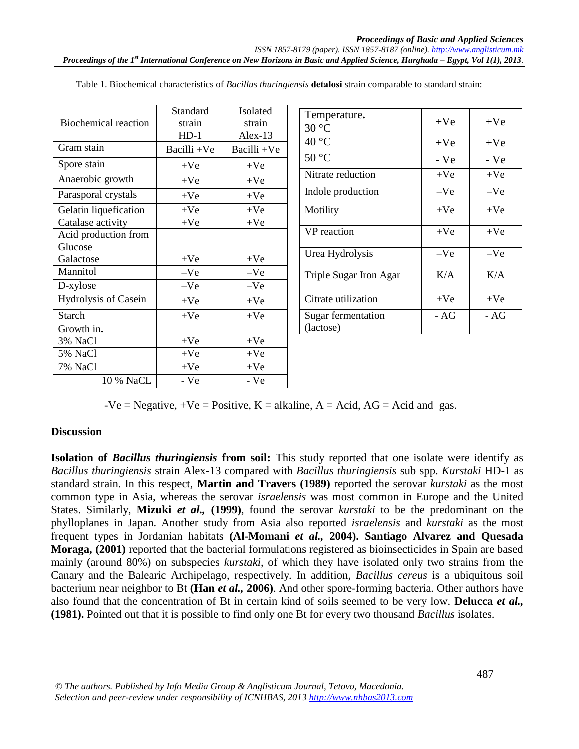Table 1. Biochemical characteristics of *Bacillus thuringiensis* **detalosi** strain comparable to standard strain:

| Biochemical reaction | Standard strain HD-1 | Isolated strain Alex-13 |
|---|---|---|
| Gram stain | Bacilli +Ve | Bacilli +Ve |
| Spore stain | +Ve | +Ve |
| Anaerobic growth | +Ve | +Ve |
| Parasporal crystals | +Ve | +Ve |
| Gelatin liquefication | +Ve | +Ve |
| Catalase activity | +Ve | +Ve |
| Acid production from Glucose | | |
| Galactose | +Ve | +Ve |
| Mannitol | –Ve | –Ve |
| D-xylose | –Ve | –Ve |
| Hydrolysis of Casein | +Ve | +Ve |
| Starch | +Ve | +Ve |
| Growth in. 3% NaCl | +Ve | +Ve |
| 5% NaCl | +Ve | +Ve |
| 7% NaCl | +Ve | +Ve |
| 10 % NaCL | - Ve | - Ve |
| Temperature. 30 °C | +Ve | +Ve |
| 40 °C | +Ve | +Ve |
| 50 °C | - Ve | - Ve |
| Nitrate reduction | +Ve | +Ve |
| Indole production | –Ve | –Ve |
| Motility | +Ve | +Ve |
| VP reaction | +Ve | +Ve |
| Urea Hydrolysis | –Ve | –Ve |
| Triple Sugar Iron Agar | K/A | K/A |
| Citrate utilization | +Ve | +Ve |
| Sugar fermentation (lactose) | - AG | - AG |

-Ve = Negative, +Ve = Positive, K = alkaline, A = Acid, AG = Acid and gas.

## Discussion

**Isolation of *Bacillus thuringiensis* from soil:** This study reported that one isolate were identify as *Bacillus thuringiensis* strain Alex-13 compared with *Bacillus thuringiensis* sub spp. *Kurstaki* HD-1 as standard strain. In this respect, **Martin and Travers (1989)** reported the serovar *kurstaki* as the most common type in Asia, whereas the serovar *israelensis* was most common in Europe and the United States. Similarly, **Mizuki *et al.,* (1999)**, found the serovar *kurstaki* to be the predominant on the phylloplanes in Japan. Another study from Asia also reported *israelensis* and *kurstaki* as the most frequent types in Jordanian habitats **(Al-Momani *et al.,* 2004). Santiago Alvarez and Quesada Moraga, (2001)** reported that the bacterial formulations registered as bioinsecticides in Spain are based mainly (around 80%) on subspecies *kurstaki*, of which they have isolated only two strains from the Canary and the Balearic Archipelago, respectively. In addition, *Bacillus cereus* is a ubiquitous soil bacterium near neighbor to Bt **(Han *et al.,* 2006)**. And other spore-forming bacteria. Other authors have also found that the concentration of Bt in certain kind of soils seemed to be very low. **Delucca *et al.,* (1981).** Pointed out that it is possible to find only one Bt for every two thousand *Bacillus* isolates.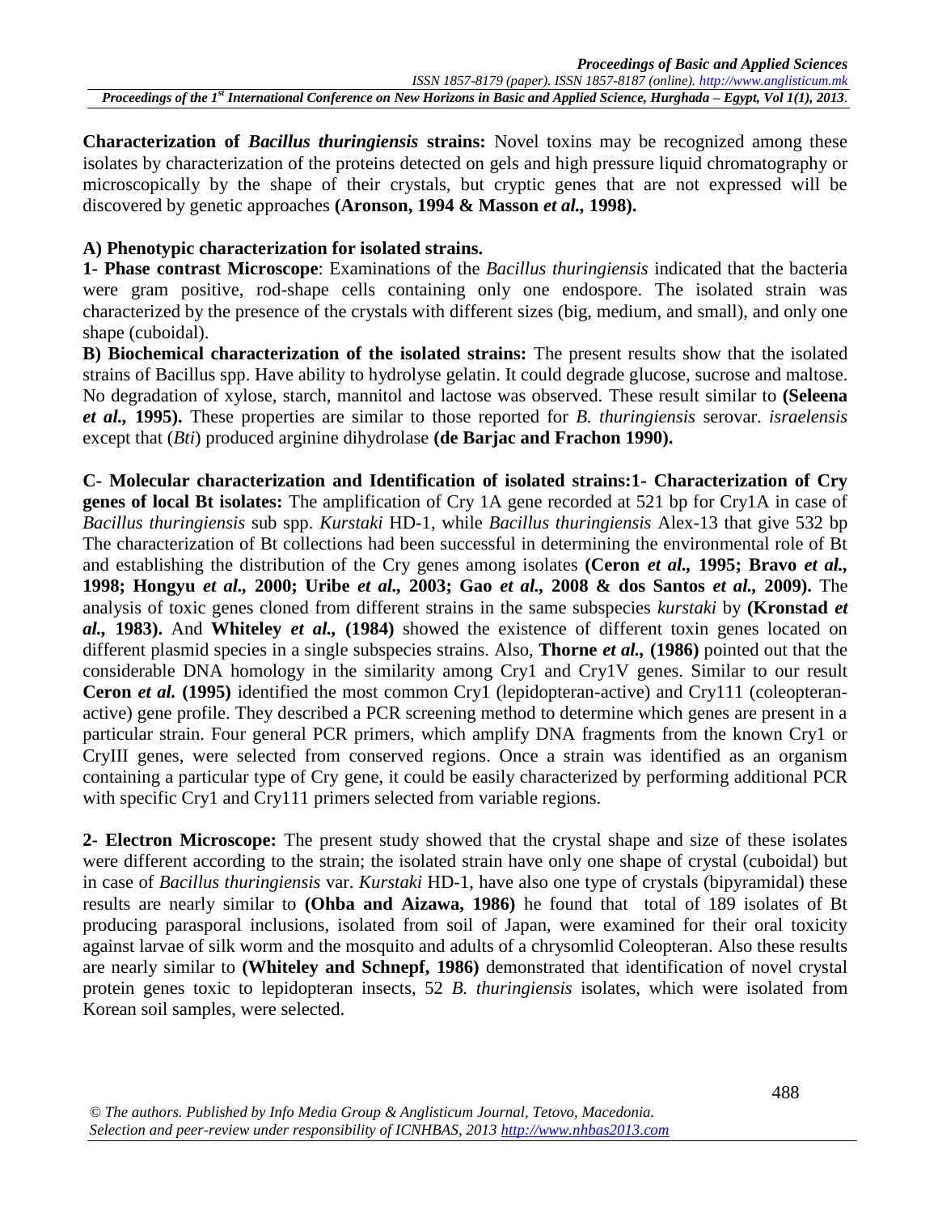**Characterization of *Bacillus thuringiensis* strains:** Novel toxins may be recognized among these isolates by characterization of the proteins detected on gels and high pressure liquid chromatography or microscopically by the shape of their crystals, but cryptic genes that are not expressed will be discovered by genetic approaches **(Aronson, 1994 & Masson *et al.,* 1998).**

**A) Phenotypic characterization for isolated strains.**

**1- Phase contrast Microscope**: Examinations of the *Bacillus thuringiensis* indicated that the bacteria were gram positive, rod-shape cells containing only one endospore. The isolated strain was characterized by the presence of the crystals with different sizes (big, medium, and small), and only one shape (cuboidal).

**B) Biochemical characterization of the isolated strains:** The present results show that the isolated strains of Bacillus spp. Have ability to hydrolyse gelatin. It could degrade glucose, sucrose and maltose. No degradation of xylose, starch, mannitol and lactose was observed. These result similar to **(Seleena *et al.,* 1995).** These properties are similar to those reported for *B. thuringiensis* serovar. *israelensis* except that (*Bti*) produced arginine dihydrolase **(de Barjac and Frachon 1990).**

**C- Molecular characterization and Identification of isolated strains:1- Characterization of Cry genes of local Bt isolates:** The amplification of Cry 1A gene recorded at 521 bp for Cry1A in case of *Bacillus thuringiensis* sub spp. *Kurstaki* HD-1, while *Bacillus thuringiensis* Alex-13 that give 532 bp The characterization of Bt collections had been successful in determining the environmental role of Bt and establishing the distribution of the Cry genes among isolates **(Ceron *et al.,* 1995; Bravo *et al.,* 1998; Hongyu *et al.,* 2000; Uribe *et al.,* 2003; Gao *et al.,* 2008 & dos Santos *et al.,* 2009).** The analysis of toxic genes cloned from different strains in the same subspecies *kurstaki* by **(Kronstad *et al.,* 1983).** And **Whiteley *et al.,* (1984)** showed the existence of different toxin genes located on different plasmid species in a single subspecies strains. Also, **Thorne *et al.,* (1986)** pointed out that the considerable DNA homology in the similarity among Cry1 and Cry1V genes. Similar to our result **Ceron *et al.* (1995)** identified the most common Cry1 (lepidopteran-active) and Cry111 (coleopteran-active) gene profile. They described a PCR screening method to determine which genes are present in a particular strain. Four general PCR primers, which amplify DNA fragments from the known Cry1 or CryIII genes, were selected from conserved regions. Once a strain was identified as an organism containing a particular type of Cry gene, it could be easily characterized by performing additional PCR with specific Cry1 and Cry111 primers selected from variable regions.

**2- Electron Microscope:** The present study showed that the crystal shape and size of these isolates were different according to the strain; the isolated strain have only one shape of crystal (cuboidal) but in case of *Bacillus thuringiensis* var. *Kurstaki* HD-1, have also one type of crystals (bipyramidal) these results are nearly similar to **(Ohba and Aizawa, 1986)** he found that total of 189 isolates of Bt producing parasporal inclusions, isolated from soil of Japan, were examined for their oral toxicity against larvae of silk worm and the mosquito and adults of a chrysomlid Coleopteran. Also these results are nearly similar to **(Whiteley and Schnepf, 1986)** demonstrated that identification of novel crystal protein genes toxic to lepidopteran insects, 52 *B. thuringiensis* isolates, which were isolated from Korean soil samples, were selected.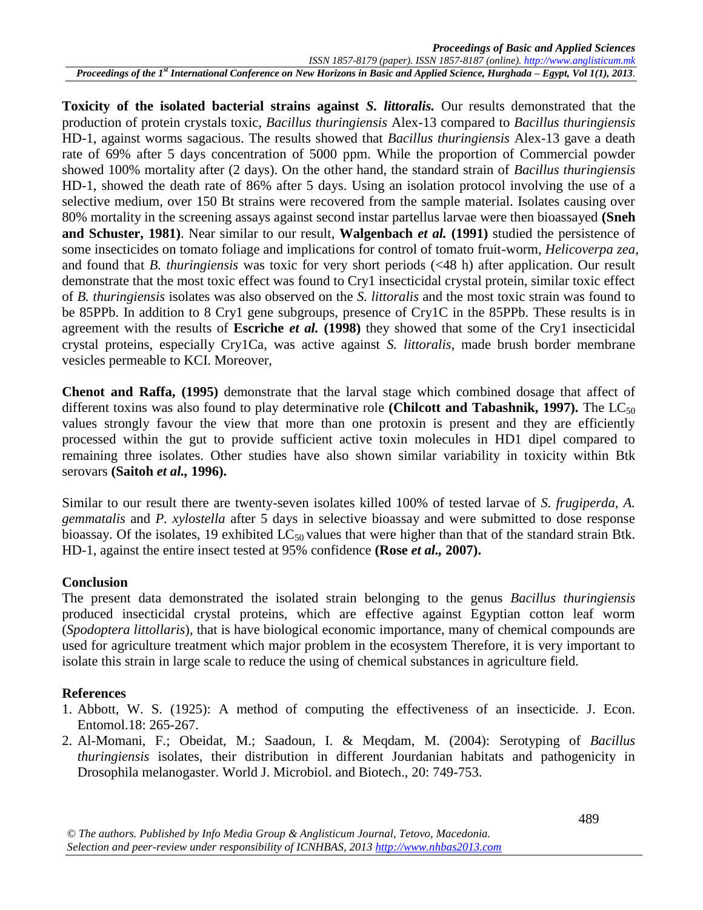**Toxicity of the isolated bacterial strains against *S. littoralis.*** Our results demonstrated that the production of protein crystals toxic, *Bacillus thuringiensis* Alex-13 compared to *Bacillus thuringiensis* HD-1, against worms sagacious. The results showed that *Bacillus thuringiensis* Alex-13 gave a death rate of 69% after 5 days concentration of 5000 ppm. While the proportion of Commercial powder showed 100% mortality after (2 days). On the other hand, the standard strain of *Bacillus thuringiensis* HD-1, showed the death rate of 86% after 5 days. Using an isolation protocol involving the use of a selective medium, over 150 Bt strains were recovered from the sample material. Isolates causing over 80% mortality in the screening assays against second instar partellus larvae were then bioassayed **(Sneh and Schuster, 1981)**. Near similar to our result, **Walgenbach *et al.* (1991)** studied the persistence of some insecticides on tomato foliage and implications for control of tomato fruit-worm, *Helicoverpa zea*, and found that *B. thuringiensis* was toxic for very short periods (<48 h) after application. Our result demonstrate that the most toxic effect was found to Cry1 insecticidal crystal protein, similar toxic effect of *B. thuringiensis* isolates was also observed on the *S. littoralis* and the most toxic strain was found to be 85PPb. In addition to 8 Cry1 gene subgroups, presence of Cry1C in the 85PPb. These results is in agreement with the results of **Escriche *et al.* (1998)** they showed that some of the Cry1 insecticidal crystal proteins, especially Cry1Ca, was active against *S. littoralis*, made brush border membrane vesicles permeable to KCI. Moreover,

**Chenot and Raffa, (1995)** demonstrate that the larval stage which combined dosage that affect of different toxins was also found to play determinative role **(Chilcott and Tabashnik, 1997).** The $LC_{50}$ values strongly favour the view that more than one protoxin is present and they are efficiently processed within the gut to provide sufficient active toxin molecules in HD1 dipel compared to remaining three isolates. Other studies have also shown similar variability in toxicity within Btk serovars **(Saitoh *et al.*, 1996).**

Similar to our result there are twenty-seven isolates killed 100% of tested larvae of *S. frugiperda, A. gemmatalis* and *P. xylostella* after 5 days in selective bioassay and were submitted to dose response bioassay. Of the isolates, 19 exhibited $LC_{50}$ values that were higher than that of the standard strain Btk. HD-1, against the entire insect tested at 95% confidence **(Rose *et al.*, 2007).**

## Conclusion

The present data demonstrated the isolated strain belonging to the genus *Bacillus thuringiensis* produced insecticidal crystal proteins, which are effective against Egyptian cotton leaf worm (*Spodoptera littollaris*), that is have biological economic importance, many of chemical compounds are used for agriculture treatment which major problem in the ecosystem Therefore, it is very important to isolate this strain in large scale to reduce the using of chemical substances in agriculture field.

## References

1. Abbott, W. S. (1925): A method of computing the effectiveness of an insecticide. J. Econ. Entomol.18: 265-267.
2. Al-Momani, F.; Obeidat, M.; Saadoun, I. & Meqdam, M. (2004): Serotyping of *Bacillus thuringiensis* isolates, their distribution in different Jourdanian habitats and pathogenicity in Drosophila melanogaster. World J. Microbiol. and Biotech., 20: 749-753.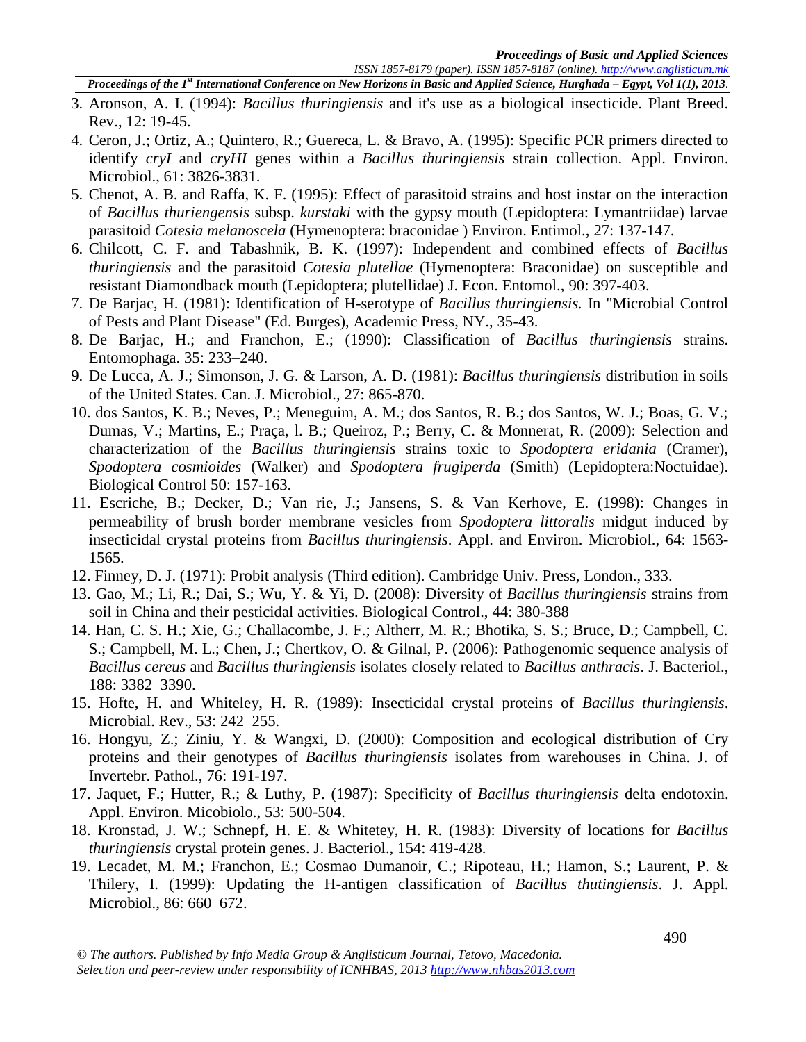3. Aronson, A. I. (1994): *Bacillus thuringiensis* and it's use as a biological insecticide. Plant Breed. Rev., 12: 19-45.
4. Ceron, J.; Ortiz, A.; Quintero, R.; Guereca, L. & Bravo, A. (1995): Specific PCR primers directed to identify *cryI* and *cryHI* genes within a *Bacillus thuringiensis* strain collection. Appl. Environ. Microbiol., 61: 3826-3831.
5. Chenot, A. B. and Raffa, K. F. (1995): Effect of parasitoid strains and host instar on the interaction of *Bacillus thuriengensis* subsp. *kurstaki* with the gypsy mouth (Lepidoptera: Lymantriidae) larvae parasitoid *Cotesia melanoscela* (Hymenoptera: braconidae ) Environ. Entimol., 27: 137-147.
6. Chilcott, C. F. and Tabashnik, B. K. (1997): Independent and combined effects of *Bacillus thuringiensis* and the parasitoid *Cotesia plutellae* (Hymenoptera: Braconidae) on susceptible and resistant Diamondback mouth (Lepidoptera; plutellidae) J. Econ. Entomol., 90: 397-403.
7. De Barjac, H. (1981): Identification of H-serotype of *Bacillus thuringiensis.* In "Microbial Control of Pests and Plant Disease" (Ed. Burges), Academic Press, NY., 35-43.
8. De Barjac, H.; and Franchon, E.; (1990): Classification of *Bacillus thuringiensis* strains. Entomophaga. 35: 233–240.
9. De Lucca, A. J.; Simonson, J. G. & Larson, A. D. (1981): *Bacillus thuringiensis* distribution in soils of the United States. Can. J. Microbiol., 27: 865-870.
10. dos Santos, K. B.; Neves, P.; Meneguim, A. M.; dos Santos, R. B.; dos Santos, W. J.; Boas, G. V.; Dumas, V.; Martins, E.; Praça, l. B.; Queiroz, P.; Berry, C. & Monnerat, R. (2009): Selection and characterization of the *Bacillus thuringiensis* strains toxic to *Spodoptera eridania* (Cramer), *Spodoptera cosmioides* (Walker) and *Spodoptera frugiperda* (Smith) (Lepidoptera:Noctuidae). Biological Control 50: 157-163.
11. Escriche, B.; Decker, D.; Van rie, J.; Jansens, S. & Van Kerhove, E. (1998): Changes in permeability of brush border membrane vesicles from *Spodoptera littoralis* midgut induced by insecticidal crystal proteins from *Bacillus thuringiensis*. Appl. and Environ. Microbiol., 64: 1563-1565.
12. Finney, D. J. (1971): Probit analysis (Third edition). Cambridge Univ. Press, London., 333.
13. Gao, M.; Li, R.; Dai, S.; Wu, Y. & Yi, D. (2008): Diversity of *Bacillus thuringiensis* strains from soil in China and their pesticidal activities. Biological Control., 44: 380-388
14. Han, C. S. H.; Xie, G.; Challacombe, J. F.; Altherr, M. R.; Bhotika, S. S.; Bruce, D.; Campbell, C. S.; Campbell, M. L.; Chen, J.; Chertkov, O. & Gilnal, P. (2006): Pathogenomic sequence analysis of *Bacillus cereus* and *Bacillus thuringiensis* isolates closely related to *Bacillus anthracis*. J. Bacteriol., 188: 3382–3390.
15. Hofte, H. and Whiteley, H. R. (1989): Insecticidal crystal proteins of *Bacillus thuringiensis*. Microbial. Rev., 53: 242–255.
16. Hongyu, Z.; Ziniu, Y. & Wangxi, D. (2000): Composition and ecological distribution of Cry proteins and their genotypes of *Bacillus thuringiensis* isolates from warehouses in China. J. of Invertebr. Pathol., 76: 191-197.
17. Jaquet, F.; Hutter, R.; & Luthy, P. (1987): Specificity of *Bacillus thuringiensis* delta endotoxin. Appl. Environ. Micobiolo., 53: 500-504.
18. Kronstad, J. W.; Schnepf, H. E. & Whitetey, H. R. (1983): Diversity of locations for *Bacillus thuringiensis* crystal protein genes. J. Bacteriol., 154: 419-428.
19. Lecadet, M. M.; Franchon, E.; Cosmao Dumanoir, C.; Ripoteau, H.; Hamon, S.; Laurent, P. & Thilery, I. (1999): Updating the H-antigen classification of *Bacillus thutingiensis*. J. Appl. Microbiol., 86: 660–672.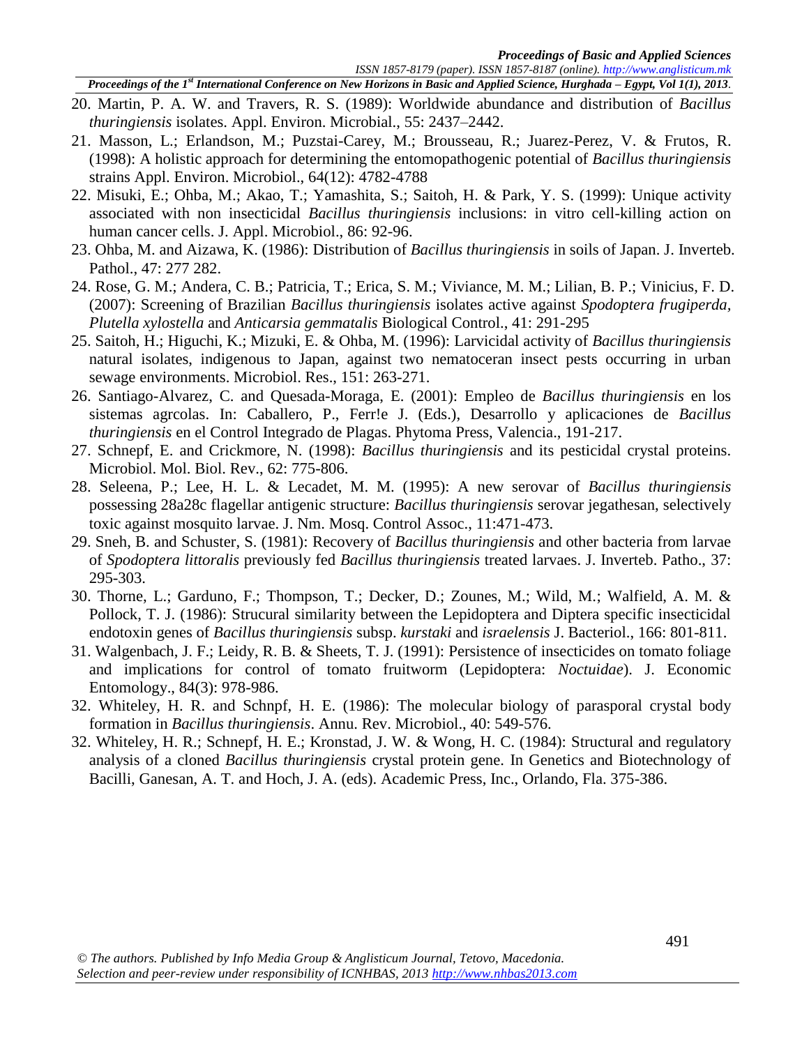20. Martin, P. A. W. and Travers, R. S. (1989): Worldwide abundance and distribution of *Bacillus thuringiensis* isolates. Appl. Environ. Microbial., 55: 2437–2442.
21. Masson, L.; Erlandson, M.; Puzstai-Carey, M.; Brousseau, R.; Juarez-Perez, V. & Frutos, R. (1998): A holistic approach for determining the entomopathogenic potential of *Bacillus thuringiensis* strains Appl. Environ. Microbiol., 64(12): 4782-4788
22. Misuki, E.; Ohba, M.; Akao, T.; Yamashita, S.; Saitoh, H. & Park, Y. S. (1999): Unique activity associated with non insecticidal *Bacillus thuringiensis* inclusions: in vitro cell-killing action on human cancer cells. J. Appl. Microbiol., 86: 92-96.
23. Ohba, M. and Aizawa, K. (1986): Distribution of *Bacillus thuringiensis* in soils of Japan. J. Inverteb. Pathol., 47: 277 282.
24. Rose, G. M.; Andera, C. B.; Patricia, T.; Erica, S. M.; Viviance, M. M.; Lilian, B. P.; Vinicius, F. D. (2007): Screening of Brazilian *Bacillus thuringiensis* isolates active against *Spodoptera frugiperda, Plutella xylostella* and *Anticarsia gemmatalis* Biological Control., 41: 291-295
25. Saitoh, H.; Higuchi, K.; Mizuki, E. & Ohba, M. (1996): Larvicidal activity of *Bacillus thuringiensis* natural isolates, indigenous to Japan, against two nematoceran insect pests occurring in urban sewage environments. Microbiol. Res., 151: 263-271.
26. Santiago-Alvarez, C. and Quesada-Moraga, E. (2001): Empleo de *Bacillus thuringiensis* en los sistemas agrcolas. In: Caballero, P., Ferr!e J. (Eds.), Desarrollo y aplicaciones de *Bacillus thuringiensis* en el Control Integrado de Plagas. Phytoma Press, Valencia., 191-217.
27. Schnepf, E. and Crickmore, N. (1998): *Bacillus thuringiensis* and its pesticidal crystal proteins. Microbiol. Mol. Biol. Rev., 62: 775-806.
28. Seleena, P.; Lee, H. L. & Lecadet, M. M. (1995): A new serovar of *Bacillus thuringiensis* possessing 28a28c flagellar antigenic structure: *Bacillus thuringiensis* serovar jegathesan, selectively toxic against mosquito larvae. J. Nm. Mosq. Control Assoc., 11:471-473.
29. Sneh, B. and Schuster, S. (1981): Recovery of *Bacillus thuringiensis* and other bacteria from larvae of *Spodoptera littoralis* previously fed *Bacillus thuringiensis* treated larvaes. J. Inverteb. Patho., 37: 295-303.
30. Thorne, L.; Garduno, F.; Thompson, T.; Decker, D.; Zounes, M.; Wild, M.; Walfield, A. M. & Pollock, T. J. (1986): Strucural similarity between the Lepidoptera and Diptera specific insecticidal endotoxin genes of *Bacillus thuringiensis* subsp. *kurstaki* and *israelensis* J. Bacteriol., 166: 801-811.
31. Walgenbach, J. F.; Leidy, R. B. & Sheets, T. J. (1991): Persistence of insecticides on tomato foliage and implications for control of tomato fruitworm (Lepidoptera: *Noctuidae*). J. Economic Entomology., 84(3): 978-986.
32. Whiteley, H. R. and Schnpf, H. E. (1986): The molecular biology of parasporal crystal body formation in *Bacillus thuringiensis*. Annu. Rev. Microbiol., 40: 549-576.
32. Whiteley, H. R.; Schnepf, H. E.; Kronstad, J. W. & Wong, H. C. (1984): Structural and regulatory analysis of a cloned *Bacillus thuringiensis* crystal protein gene. In Genetics and Biotechnology of Bacilli, Ganesan, A. T. and Hoch, J. A. (eds). Academic Press, Inc., Orlando, Fla. 375-386.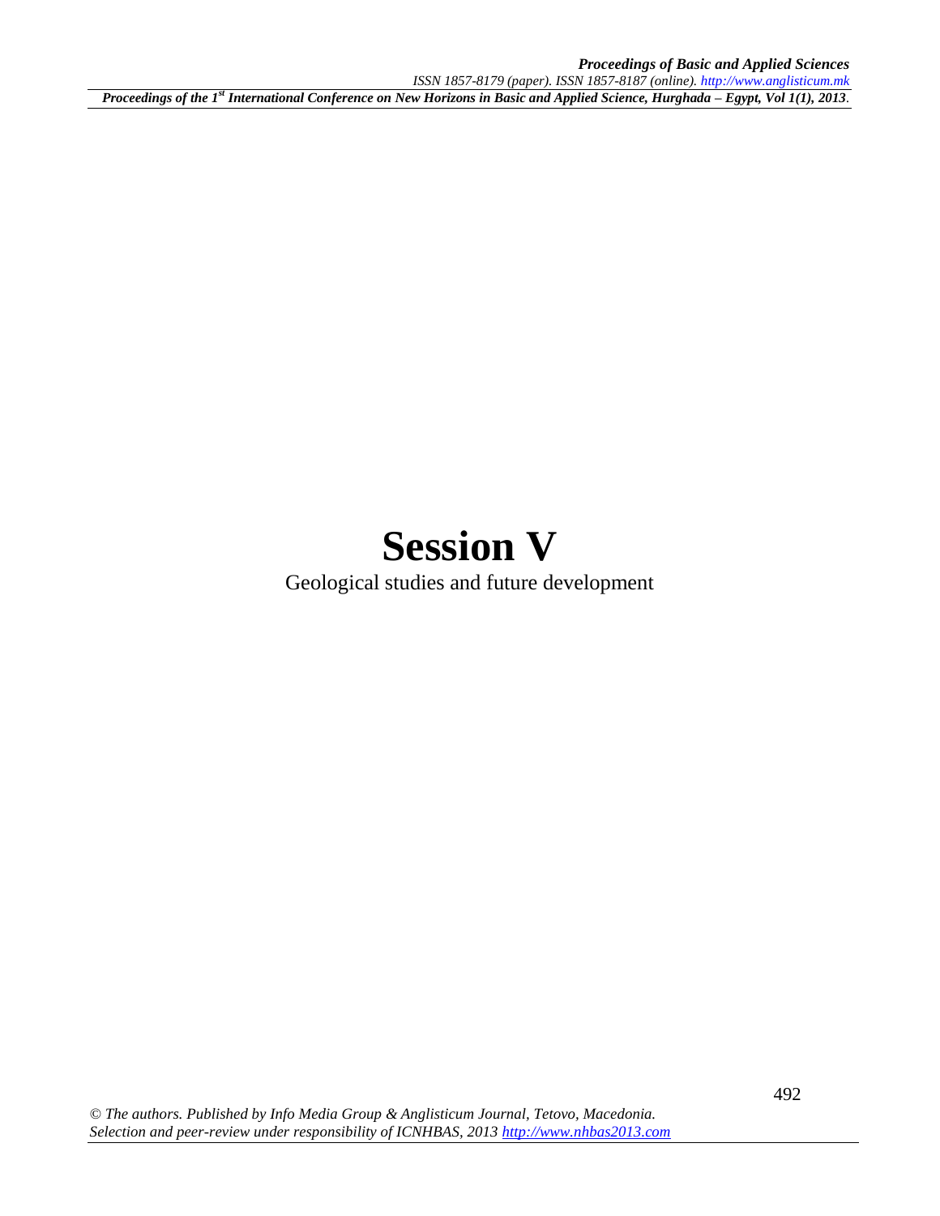# Session V

Geological studies and future development